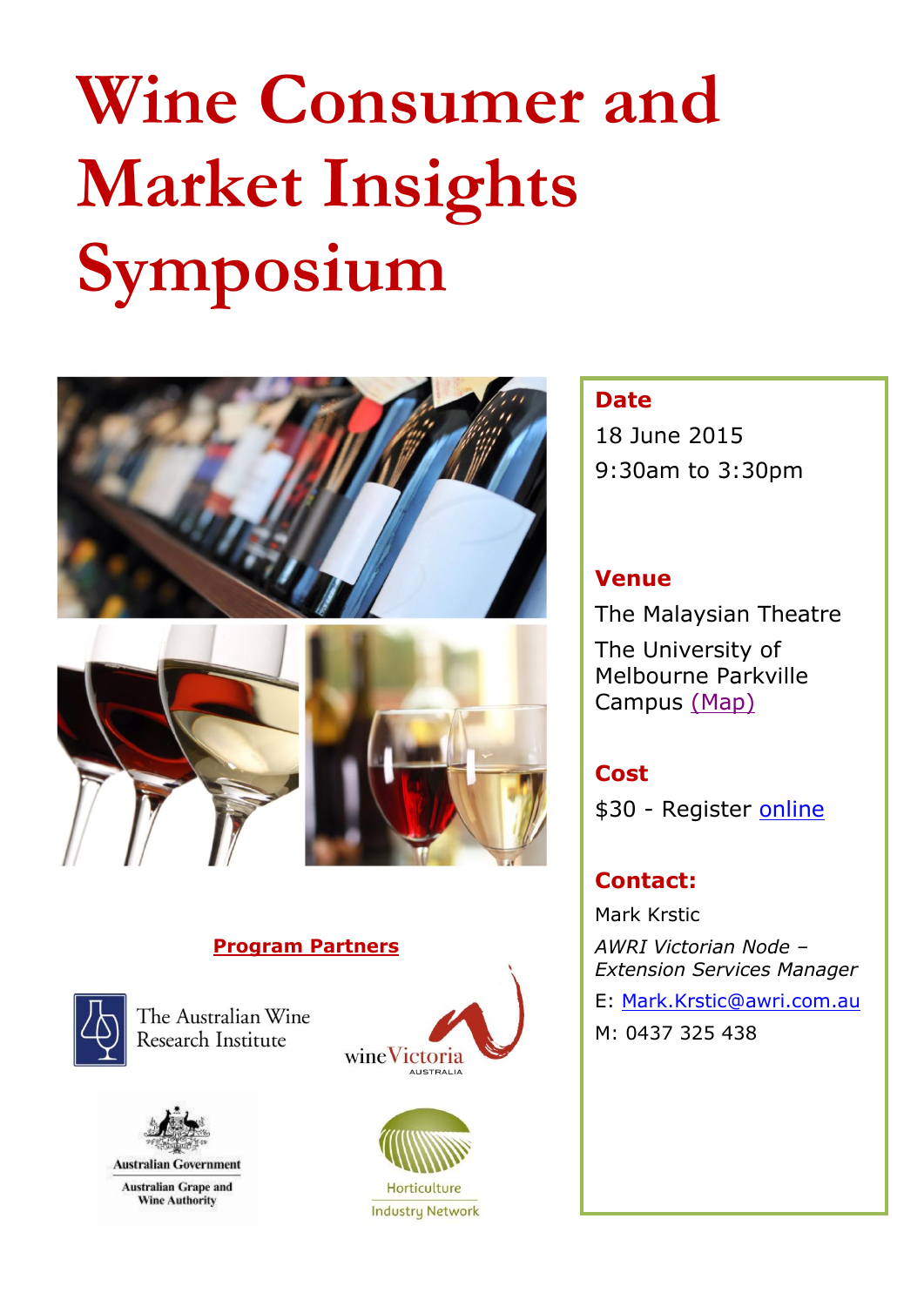# Wine Consumer and Market Insights Symposium

**Date**

18 June 2015

9:30am to 3:30pm

**Venue**

The Malaysian Theatre

The University of Melbourne Parkville Campus (Map)

**Cost**

$30 - Register online

**Contact:**

Mark Krstic

*AWRI Victorian Node – Extension Services Manager*

E: Mark.Krstic@awri.com.au

M: 0437 325 438

**Program Partners**

The Australian Wine Research Institute

wine Victoria AUSTRALIA

Australian Government
Australian Grape and Wine Authority

Horticulture Industry Network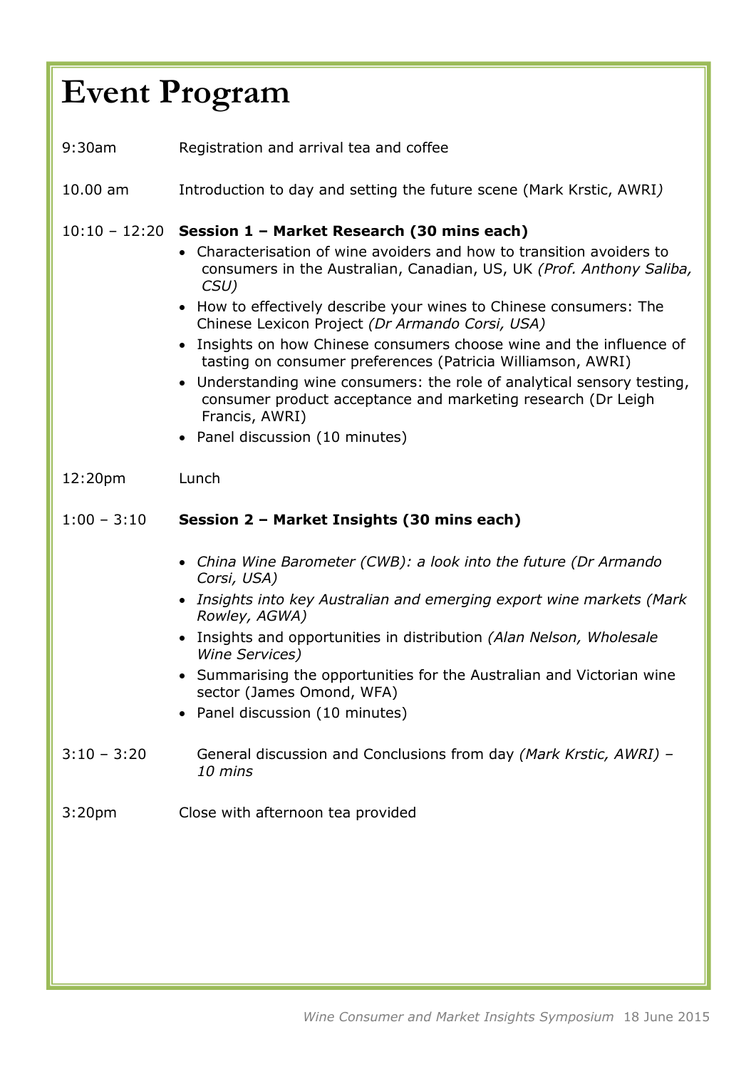# Event Program

| | |
|---|---|
| 9:30am | Registration and arrival tea and coffee |
| 10.00 am | Introduction to day and setting the future scene (Mark Krstic, AWRI*)* |
| 10:10 – 12:20 | **Session 1 – Market Research (30 mins each)** |
| | • Characterisation of wine avoiders and how to transition avoiders to consumers in the Australian, Canadian, US, UK *(Prof. Anthony Saliba, CSU)* |
| | • How to effectively describe your wines to Chinese consumers: The Chinese Lexicon Project *(Dr Armando Corsi, USA)* |
| | • Insights on how Chinese consumers choose wine and the influence of tasting on consumer preferences (Patricia Williamson, AWRI) |
| | • Understanding wine consumers: the role of analytical sensory testing, consumer product acceptance and marketing research (Dr Leigh Francis, AWRI) |
| | • Panel discussion (10 minutes) |
| 12:20pm | Lunch |
| 1:00 – 3:10 | **Session 2 – Market Insights (30 mins each)** |
| | • *China Wine Barometer (CWB): a look into the future (Dr Armando Corsi, USA)* |
| | • *Insights into key Australian and emerging export wine markets (Mark Rowley, AGWA)* |
| | • Insights and opportunities in distribution *(Alan Nelson, Wholesale Wine Services)* |
| | • Summarising the opportunities for the Australian and Victorian wine sector (James Omond, WFA) |
| | • Panel discussion (10 minutes) |
| 3:10 – 3:20 | General discussion and Conclusions from day *(Mark Krstic, AWRI) – 10 mins* |
| 3:20pm | Close with afternoon tea provided |